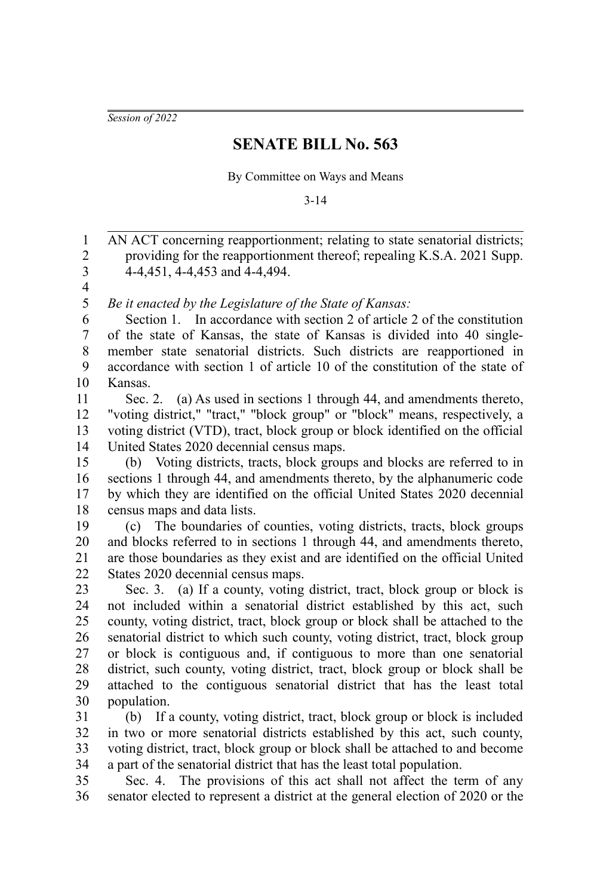*Session of 2022*

# SENATE BILL No. 563

By Committee on Ways and Means

3-14

AN ACT concerning reapportionment; relating to state senatorial districts; providing for the reapportionment thereof; repealing K.S.A. 2021 Supp. 4-4,451, 4-4,453 and 4-4,494.

*Be it enacted by the Legislature of the State of Kansas:*

Section 1. In accordance with section 2 of article 2 of the constitution of the state of Kansas, the state of Kansas is divided into 40 single-member state senatorial districts. Such districts are reapportioned in accordance with section 1 of article 10 of the constitution of the state of Kansas.

Sec. 2. (a) As used in sections 1 through 44, and amendments thereto, "voting district," "tract," "block group" or "block" means, respectively, a voting district (VTD), tract, block group or block identified on the official United States 2020 decennial census maps.

(b) Voting districts, tracts, block groups and blocks are referred to in sections 1 through 44, and amendments thereto, by the alphanumeric code by which they are identified on the official United States 2020 decennial census maps and data lists.

(c) The boundaries of counties, voting districts, tracts, block groups and blocks referred to in sections 1 through 44, and amendments thereto, are those boundaries as they exist and are identified on the official United States 2020 decennial census maps.

Sec. 3. (a) If a county, voting district, tract, block group or block is not included within a senatorial district established by this act, such county, voting district, tract, block group or block shall be attached to the senatorial district to which such county, voting district, tract, block group or block is contiguous and, if contiguous to more than one senatorial district, such county, voting district, tract, block group or block shall be attached to the contiguous senatorial district that has the least total population.

(b) If a county, voting district, tract, block group or block is included in two or more senatorial districts established by this act, such county, voting district, tract, block group or block shall be attached to and become a part of the senatorial district that has the least total population.

Sec. 4. The provisions of this act shall not affect the term of any senator elected to represent a district at the general election of 2020 or the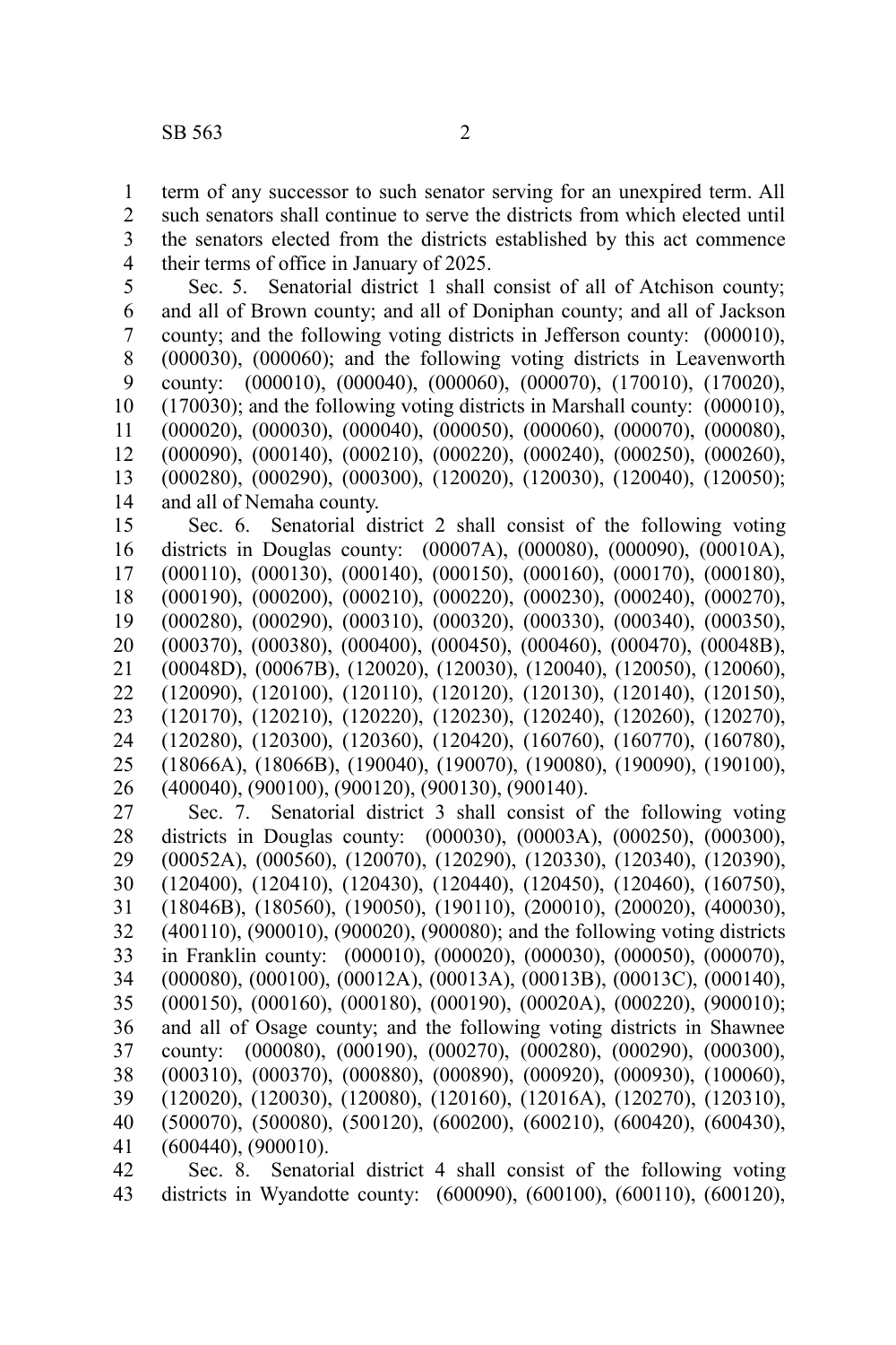term of any successor to such senator serving for an unexpired term. All such senators shall continue to serve the districts from which elected until the senators elected from the districts established by this act commence their terms of office in January of 2025.

Sec. 5. Senatorial district 1 shall consist of all of Atchison county; and all of Brown county; and all of Doniphan county; and all of Jackson county; and the following voting districts in Jefferson county: (000010), (000030), (000060); and the following voting districts in Leavenworth county: (000010), (000040), (000060), (000070), (170010), (170020), (170030); and the following voting districts in Marshall county: (000010), (000020), (000030), (000040), (000050), (000060), (000070), (000080), (000090), (000140), (000210), (000220), (000240), (000250), (000260), (000280), (000290), (000300), (120020), (120030), (120040), (120050); and all of Nemaha county.

Sec. 6. Senatorial district 2 shall consist of the following voting districts in Douglas county: (00007A), (000080), (000090), (00010A), (000110), (000130), (000140), (000150), (000160), (000170), (000180), (000190), (000200), (000210), (000220), (000230), (000240), (000270), (000280), (000290), (000310), (000320), (000330), (000340), (000350), (000370), (000380), (000400), (000450), (000460), (000470), (00048B), (00048D), (00067B), (120020), (120030), (120040), (120050), (120060), (120090), (120100), (120110), (120120), (120130), (120140), (120150), (120170), (120210), (120220), (120230), (120240), (120260), (120270), (120280), (120300), (120360), (120420), (160760), (160770), (160780), (18066A), (18066B), (190040), (190070), (190080), (190090), (190100), (400040), (900100), (900120), (900130), (900140).

Sec. 7. Senatorial district 3 shall consist of the following voting districts in Douglas county: (000030), (00003A), (000250), (000300), (00052A), (000560), (120070), (120290), (120330), (120340), (120390), (120400), (120410), (120430), (120440), (120450), (120460), (160750), (18046B), (180560), (190050), (190110), (200010), (200020), (400030), (400110), (900010), (900020), (900080); and the following voting districts in Franklin county: (000010), (000020), (000030), (000050), (000070), (000080), (000100), (00012A), (00013A), (00013B), (00013C), (000140), (000150), (000160), (000180), (000190), (00020A), (000220), (900010); and all of Osage county; and the following voting districts in Shawnee county: (000080), (000190), (000270), (000280), (000290), (000300), (000310), (000370), (000880), (000890), (000920), (000930), (100060), (120020), (120030), (120080), (120160), (12016A), (120270), (120310), (500070), (500080), (500120), (600200), (600210), (600420), (600430), (600440), (900010).

Sec. 8. Senatorial district 4 shall consist of the following voting districts in Wyandotte county: (600090), (600100), (600110), (600120),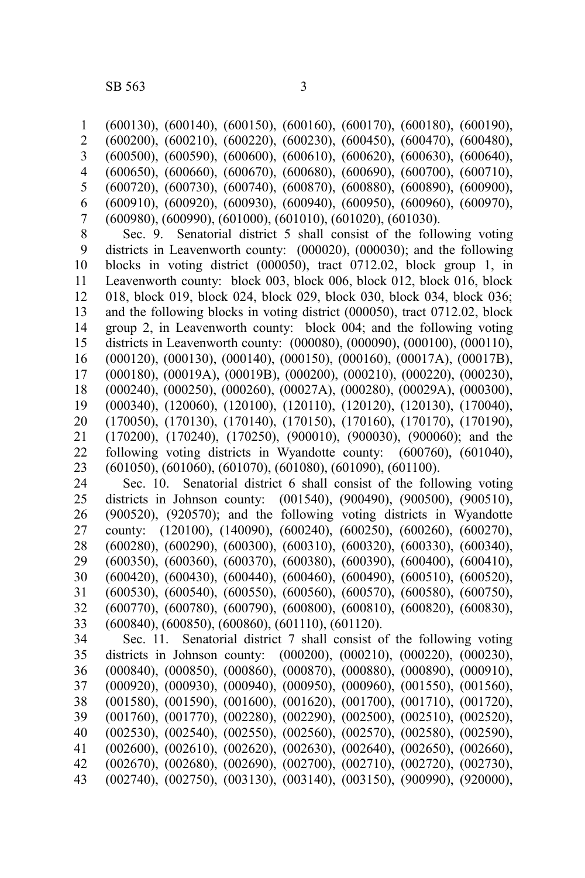(600130), (600140), (600150), (600160), (600170), (600180), (600190), (600200), (600210), (600220), (600230), (600450), (600470), (600480), (600500), (600590), (600600), (600610), (600620), (600630), (600640), (600650), (600660), (600670), (600680), (600690), (600700), (600710), (600720), (600730), (600740), (600870), (600880), (600890), (600900), (600910), (600920), (600930), (600940), (600950), (600960), (600970), (600980), (600990), (601000), (601010), (601020), (601030).

Sec. 9. Senatorial district 5 shall consist of the following voting districts in Leavenworth county: (000020), (000030); and the following blocks in voting district (000050), tract 0712.02, block group 1, in Leavenworth county: block 003, block 006, block 012, block 016, block 018, block 019, block 024, block 029, block 030, block 034, block 036; and the following blocks in voting district (000050), tract 0712.02, block group 2, in Leavenworth county: block 004; and the following voting districts in Leavenworth county: (000080), (000090), (000100), (000110), (000120), (000130), (000140), (000150), (000160), (00017A), (00017B), (000180), (00019A), (00019B), (000200), (000210), (000220), (000230), (000240), (000250), (000260), (00027A), (000280), (00029A), (000300), (000340), (120060), (120100), (120110), (120120), (120130), (170040), (170050), (170130), (170140), (170150), (170160), (170170), (170190), (170200), (170240), (170250), (900010), (900030), (900060); and the following voting districts in Wyandotte county: (600760), (601040), (601050), (601060), (601070), (601080), (601090), (601100).

Sec. 10. Senatorial district 6 shall consist of the following voting districts in Johnson county: (001540), (900490), (900500), (900510), (900520), (920570); and the following voting districts in Wyandotte county: (120100), (140090), (600240), (600250), (600260), (600270), (600280), (600290), (600300), (600310), (600320), (600330), (600340), (600350), (600360), (600370), (600380), (600390), (600400), (600410), (600420), (600430), (600440), (600460), (600490), (600510), (600520), (600530), (600540), (600550), (600560), (600570), (600580), (600750), (600770), (600780), (600790), (600800), (600810), (600820), (600830), (600840), (600850), (600860), (601110), (601120).

Sec. 11. Senatorial district 7 shall consist of the following voting districts in Johnson county: (000200), (000210), (000220), (000230), (000840), (000850), (000860), (000870), (000880), (000890), (000910), (000920), (000930), (000940), (000950), (000960), (001550), (001560), (001580), (001590), (001600), (001620), (001700), (001710), (001720), (001760), (001770), (002280), (002290), (002500), (002510), (002520), (002530), (002540), (002550), (002560), (002570), (002580), (002590), (002600), (002610), (002620), (002630), (002640), (002650), (002660), (002670), (002680), (002690), (002700), (002710), (002720), (002730), (002740), (002750), (003130), (003140), (003150), (900990), (920000),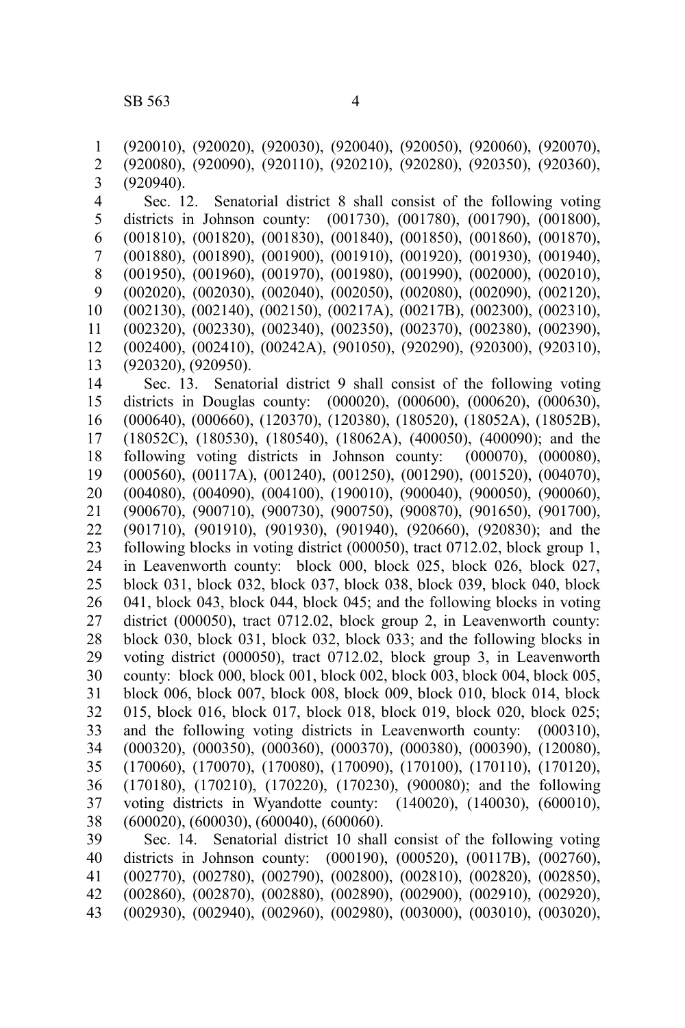(920010), (920020), (920030), (920040), (920050), (920060), (920070), (920080), (920090), (920110), (920210), (920280), (920350), (920360), (920940).

Sec. 12. Senatorial district 8 shall consist of the following voting districts in Johnson county: (001730), (001780), (001790), (001800), (001810), (001820), (001830), (001840), (001850), (001860), (001870), (001880), (001890), (001900), (001910), (001920), (001930), (001940), (001950), (001960), (001970), (001980), (001990), (002000), (002010), (002020), (002030), (002040), (002050), (002080), (002090), (002120), (002130), (002140), (002150), (00217A), (00217B), (002300), (002310), (002320), (002330), (002340), (002350), (002370), (002380), (002390), (002400), (002410), (00242A), (901050), (920290), (920300), (920310), (920320), (920950).

Sec. 13. Senatorial district 9 shall consist of the following voting districts in Douglas county: (000020), (000600), (000620), (000630), (000640), (000660), (120370), (120380), (180520), (18052A), (18052B), (18052C), (180530), (180540), (18062A), (400050), (400090); and the following voting districts in Johnson county: (000070), (000080), (000560), (00117A), (001240), (001250), (001290), (001520), (004070), (004080), (004090), (004100), (190010), (900040), (900050), (900060), (900670), (900710), (900730), (900750), (900870), (901650), (901700), (901710), (901910), (901930), (901940), (920660), (920830); and the following blocks in voting district (000050), tract 0712.02, block group 1, in Leavenworth county: block 000, block 025, block 026, block 027, block 031, block 032, block 037, block 038, block 039, block 040, block 041, block 043, block 044, block 045; and the following blocks in voting district (000050), tract 0712.02, block group 2, in Leavenworth county: block 030, block 031, block 032, block 033; and the following blocks in voting district (000050), tract 0712.02, block group 3, in Leavenworth county: block 000, block 001, block 002, block 003, block 004, block 005, block 006, block 007, block 008, block 009, block 010, block 014, block 015, block 016, block 017, block 018, block 019, block 020, block 025; and the following voting districts in Leavenworth county: (000310), (000320), (000350), (000360), (000370), (000380), (000390), (120080), (170060), (170070), (170080), (170090), (170100), (170110), (170120), (170180), (170210), (170220), (170230), (900080); and the following voting districts in Wyandotte county: (140020), (140030), (600010), (600020), (600030), (600040), (600060).

Sec. 14. Senatorial district 10 shall consist of the following voting districts in Johnson county: (000190), (000520), (00117B), (002760), (002770), (002780), (002790), (002800), (002810), (002820), (002850), (002860), (002870), (002880), (002890), (002900), (002910), (002920), (002930), (002940), (002960), (002980), (003000), (003010), (003020),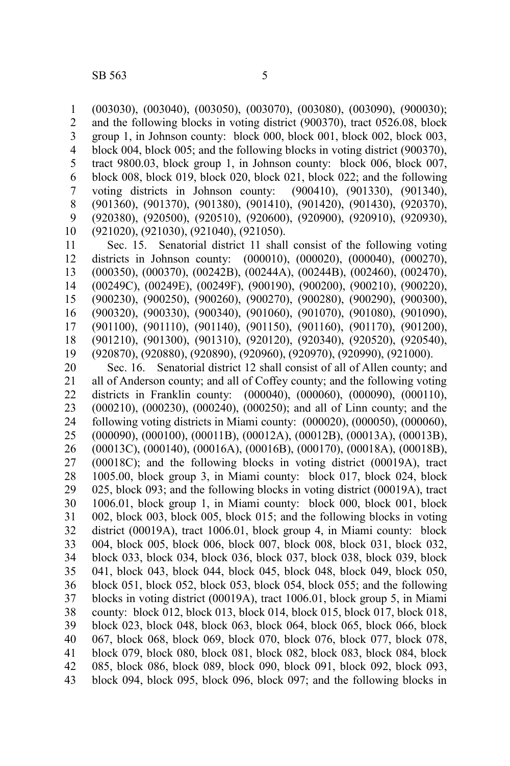(003030), (003040), (003050), (003070), (003080), (003090), (900030); and the following blocks in voting district (900370), tract 0526.08, block group 1, in Johnson county: block 000, block 001, block 002, block 003, block 004, block 005; and the following blocks in voting district (900370), tract 9800.03, block group 1, in Johnson county: block 006, block 007, block 008, block 019, block 020, block 021, block 022; and the following voting districts in Johnson county: (900410), (901330), (901340), (901360), (901370), (901380), (901410), (901420), (901430), (920370), (920380), (920500), (920510), (920600), (920900), (920910), (920930), (921020), (921030), (921040), (921050).

Sec. 15. Senatorial district 11 shall consist of the following voting districts in Johnson county: (000010), (000020), (000040), (000270), (000350), (000370), (00242B), (00244A), (00244B), (002460), (002470), (00249C), (00249E), (00249F), (900190), (900200), (900210), (900220), (900230), (900250), (900260), (900270), (900280), (900290), (900300), (900320), (900330), (900340), (901060), (901070), (901080), (901090), (901100), (901110), (901140), (901150), (901160), (901170), (901200), (901210), (901300), (901310), (920120), (920340), (920520), (920540), (920870), (920880), (920890), (920960), (920970), (920990), (921000).

Sec. 16. Senatorial district 12 shall consist of all of Allen county; and all of Anderson county; and all of Coffey county; and the following voting districts in Franklin county: (000040), (000060), (000090), (000110), (000210), (000230), (000240), (000250); and all of Linn county; and the following voting districts in Miami county: (000020), (000050), (000060), (000090), (000100), (00011B), (00012A), (00012B), (00013A), (00013B), (00013C), (000140), (00016A), (00016B), (000170), (00018A), (00018B), (00018C); and the following blocks in voting district (00019A), tract 1005.00, block group 3, in Miami county: block 017, block 024, block 025, block 093; and the following blocks in voting district (00019A), tract 1006.01, block group 1, in Miami county: block 000, block 001, block 002, block 003, block 005, block 015; and the following blocks in voting district (00019A), tract 1006.01, block group 4, in Miami county: block 004, block 005, block 006, block 007, block 008, block 031, block 032, block 033, block 034, block 036, block 037, block 038, block 039, block 041, block 043, block 044, block 045, block 048, block 049, block 050, block 051, block 052, block 053, block 054, block 055; and the following blocks in voting district (00019A), tract 1006.01, block group 5, in Miami county: block 012, block 013, block 014, block 015, block 017, block 018, block 023, block 048, block 063, block 064, block 065, block 066, block 067, block 068, block 069, block 070, block 076, block 077, block 078, block 079, block 080, block 081, block 082, block 083, block 084, block 085, block 086, block 089, block 090, block 091, block 092, block 093, block 094, block 095, block 096, block 097; and the following blocks in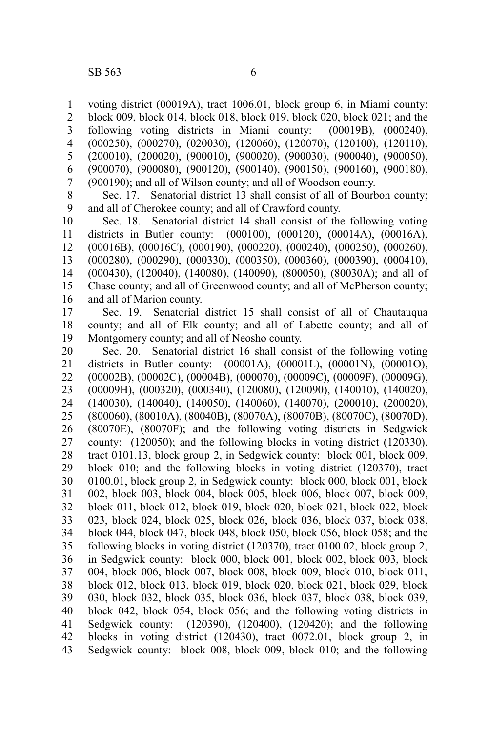voting district (00019A), tract 1006.01, block group 6, in Miami county: block 009, block 014, block 018, block 019, block 020, block 021; and the following voting districts in Miami county: (00019B), (000240), (000250), (000270), (020030), (120060), (120070), (120100), (120110), (200010), (200020), (900010), (900020), (900030), (900040), (900050), (900070), (900080), (900120), (900140), (900150), (900160), (900180), (900190); and all of Wilson county; and all of Woodson county.

Sec. 17. Senatorial district 13 shall consist of all of Bourbon county; and all of Cherokee county; and all of Crawford county.

Sec. 18. Senatorial district 14 shall consist of the following voting districts in Butler county: (000100), (000120), (00014A), (00016A), (00016B), (00016C), (000190), (000220), (000240), (000250), (000260), (000280), (000290), (000330), (000350), (000360), (000390), (000410), (000430), (120040), (140080), (140090), (800050), (80030A); and all of Chase county; and all of Greenwood county; and all of McPherson county; and all of Marion county.

Sec. 19. Senatorial district 15 shall consist of all of Chautauqua county; and all of Elk county; and all of Labette county; and all of Montgomery county; and all of Neosho county.

Sec. 20. Senatorial district 16 shall consist of the following voting districts in Butler county: (00001A), (00001L), (00001N), (00001O), (00002B), (00002C), (00004B), (000070), (00009C), (00009F), (00009G), (00009H), (000320), (000340), (120080), (120090), (140010), (140020), (140030), (140040), (140050), (140060), (140070), (200010), (200020), (800060), (80010A), (80040B), (80070A), (80070B), (80070C), (80070D), (80070E), (80070F); and the following voting districts in Sedgwick county: (120050); and the following blocks in voting district (120330), tract 0101.13, block group 2, in Sedgwick county: block 001, block 009, block 010; and the following blocks in voting district (120370), tract 0100.01, block group 2, in Sedgwick county: block 000, block 001, block 002, block 003, block 004, block 005, block 006, block 007, block 009, block 011, block 012, block 019, block 020, block 021, block 022, block 023, block 024, block 025, block 026, block 036, block 037, block 038, block 044, block 047, block 048, block 050, block 056, block 058; and the following blocks in voting district (120370), tract 0100.02, block group 2, in Sedgwick county: block 000, block 001, block 002, block 003, block 004, block 006, block 007, block 008, block 009, block 010, block 011, block 012, block 013, block 019, block 020, block 021, block 029, block 030, block 032, block 035, block 036, block 037, block 038, block 039, block 042, block 054, block 056; and the following voting districts in Sedgwick county: (120390), (120400), (120420); and the following blocks in voting district (120430), tract 0072.01, block group 2, in Sedgwick county: block 008, block 009, block 010; and the following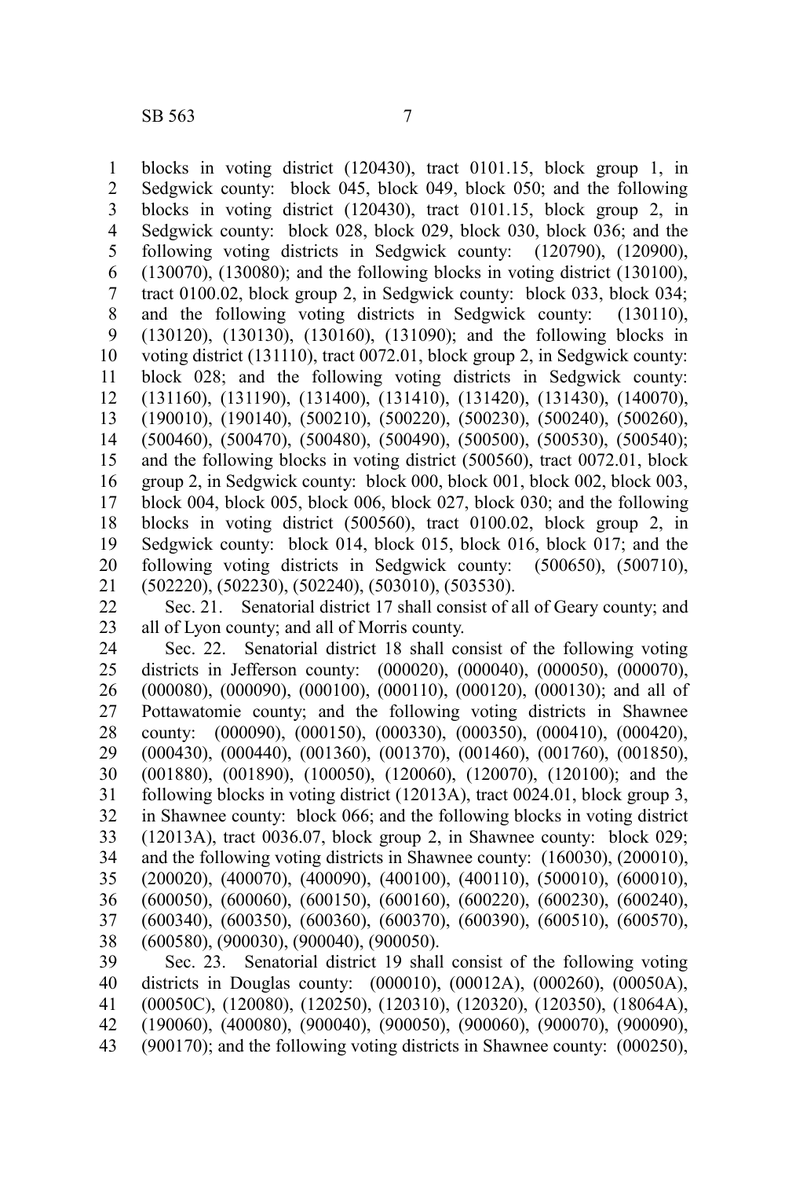blocks in voting district (120430), tract 0101.15, block group 1, in Sedgwick county: block 045, block 049, block 050; and the following blocks in voting district (120430), tract 0101.15, block group 2, in Sedgwick county: block 028, block 029, block 030, block 036; and the following voting districts in Sedgwick county: (120790), (120900), (130070), (130080); and the following blocks in voting district (130100), tract 0100.02, block group 2, in Sedgwick county: block 033, block 034; and the following voting districts in Sedgwick county: (130110), (130120), (130130), (130160), (131090); and the following blocks in voting district (131110), tract 0072.01, block group 2, in Sedgwick county: block 028; and the following voting districts in Sedgwick county: (131160), (131190), (131400), (131410), (131420), (131430), (140070), (190010), (190140), (500210), (500220), (500230), (500240), (500260), (500460), (500470), (500480), (500490), (500500), (500530), (500540); and the following blocks in voting district (500560), tract 0072.01, block group 2, in Sedgwick county: block 000, block 001, block 002, block 003, block 004, block 005, block 006, block 027, block 030; and the following blocks in voting district (500560), tract 0100.02, block group 2, in Sedgwick county: block 014, block 015, block 016, block 017; and the following voting districts in Sedgwick county: (500650), (500710), (502220), (502230), (502240), (503010), (503530).

Sec. 21. Senatorial district 17 shall consist of all of Geary county; and all of Lyon county; and all of Morris county.

Sec. 22. Senatorial district 18 shall consist of the following voting districts in Jefferson county: (000020), (000040), (000050), (000070), (000080), (000090), (000100), (000110), (000120), (000130); and all of Pottawatomie county; and the following voting districts in Shawnee county: (000090), (000150), (000330), (000350), (000410), (000420), (000430), (000440), (001360), (001370), (001460), (001760), (001850), (001880), (001890), (100050), (120060), (120070), (120100); and the following blocks in voting district (12013A), tract 0024.01, block group 3, in Shawnee county: block 066; and the following blocks in voting district (12013A), tract 0036.07, block group 2, in Shawnee county: block 029; and the following voting districts in Shawnee county: (160030), (200010), (200020), (400070), (400090), (400100), (400110), (500010), (600010), (600050), (600060), (600150), (600160), (600220), (600230), (600240), (600340), (600350), (600360), (600370), (600390), (600510), (600570), (600580), (900030), (900040), (900050).

Sec. 23. Senatorial district 19 shall consist of the following voting districts in Douglas county: (000010), (00012A), (000260), (00050A), (00050C), (120080), (120250), (120310), (120320), (120350), (18064A), (190060), (400080), (900040), (900050), (900060), (900070), (900090), (900170); and the following voting districts in Shawnee county: (000250),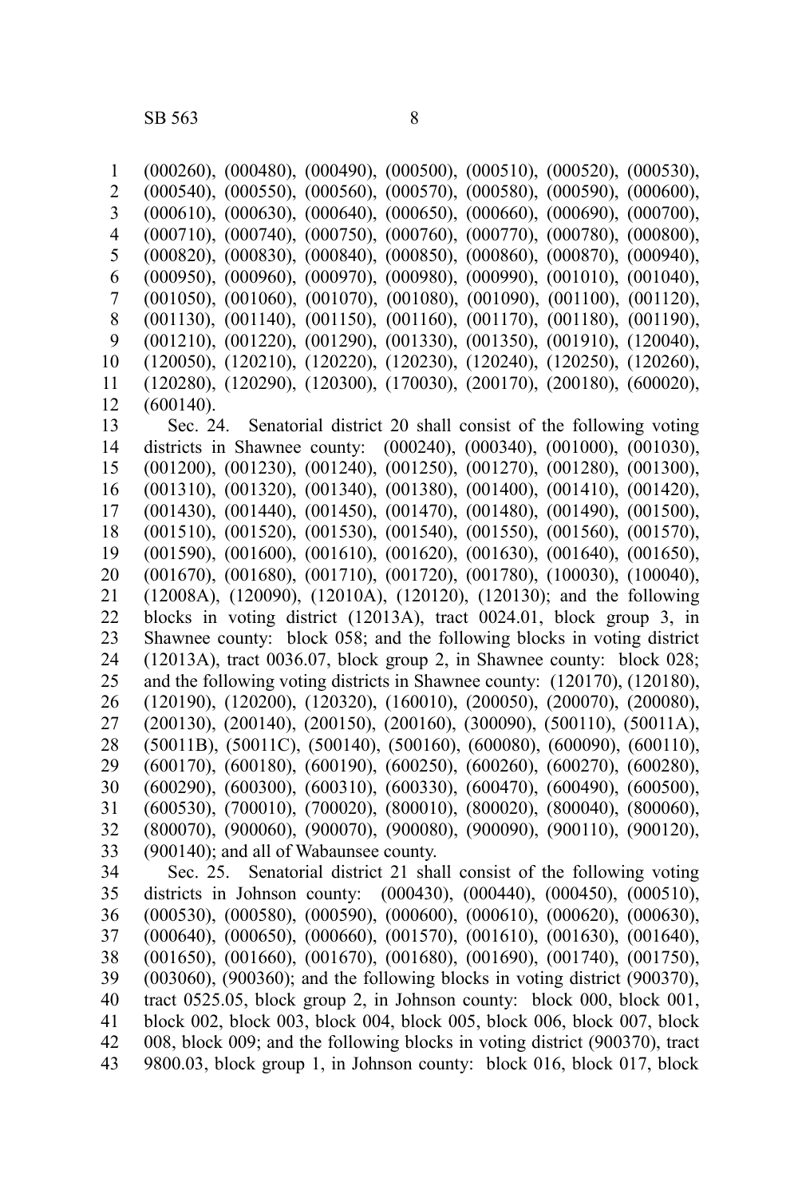(000260), (000480), (000490), (000500), (000510), (000520), (000530), (000540), (000550), (000560), (000570), (000580), (000590), (000600), (000610), (000630), (000640), (000650), (000660), (000690), (000700), (000710), (000740), (000750), (000760), (000770), (000780), (000800), (000820), (000830), (000840), (000850), (000860), (000870), (000940), (000950), (000960), (000970), (000980), (000990), (001010), (001040), (001050), (001060), (001070), (001080), (001090), (001100), (001120), (001130), (001140), (001150), (001160), (001170), (001180), (001190), (001210), (001220), (001290), (001330), (001350), (001910), (120040), (120050), (120210), (120220), (120230), (120240), (120250), (120260), (120280), (120290), (120300), (170030), (200170), (200180), (600020), (600140).

Sec. 24. Senatorial district 20 shall consist of the following voting districts in Shawnee county: (000240), (000340), (001000), (001030), (001200), (001230), (001240), (001250), (001270), (001280), (001300), (001310), (001320), (001340), (001380), (001400), (001410), (001420), (001430), (001440), (001450), (001470), (001480), (001490), (001500), (001510), (001520), (001530), (001540), (001550), (001560), (001570), (001590), (001600), (001610), (001620), (001630), (001640), (001650), (001670), (001680), (001710), (001720), (001780), (100030), (100040), (12008A), (120090), (12010A), (120120), (120130); and the following blocks in voting district (12013A), tract 0024.01, block group 3, in Shawnee county: block 058; and the following blocks in voting district (12013A), tract 0036.07, block group 2, in Shawnee county: block 028; and the following voting districts in Shawnee county: (120170), (120180), (120190), (120200), (120320), (160010), (200050), (200070), (200080), (200130), (200140), (200150), (200160), (300090), (500110), (50011A), (50011B), (50011C), (500140), (500160), (600080), (600090), (600110), (600170), (600180), (600190), (600250), (600260), (600270), (600280), (600290), (600300), (600310), (600330), (600470), (600490), (600500), (600530), (700010), (700020), (800010), (800020), (800040), (800060), (800070), (900060), (900070), (900080), (900090), (900110), (900120), (900140); and all of Wabaunsee county.

Sec. 25. Senatorial district 21 shall consist of the following voting districts in Johnson county: (000430), (000440), (000450), (000510), (000530), (000580), (000590), (000600), (000610), (000620), (000630), (000640), (000650), (000660), (001570), (001610), (001630), (001640), (001650), (001660), (001670), (001680), (001690), (001740), (001750), (003060), (900360); and the following blocks in voting district (900370), tract 0525.05, block group 2, in Johnson county: block 000, block 001, block 002, block 003, block 004, block 005, block 006, block 007, block 008, block 009; and the following blocks in voting district (900370), tract 9800.03, block group 1, in Johnson county: block 016, block 017, block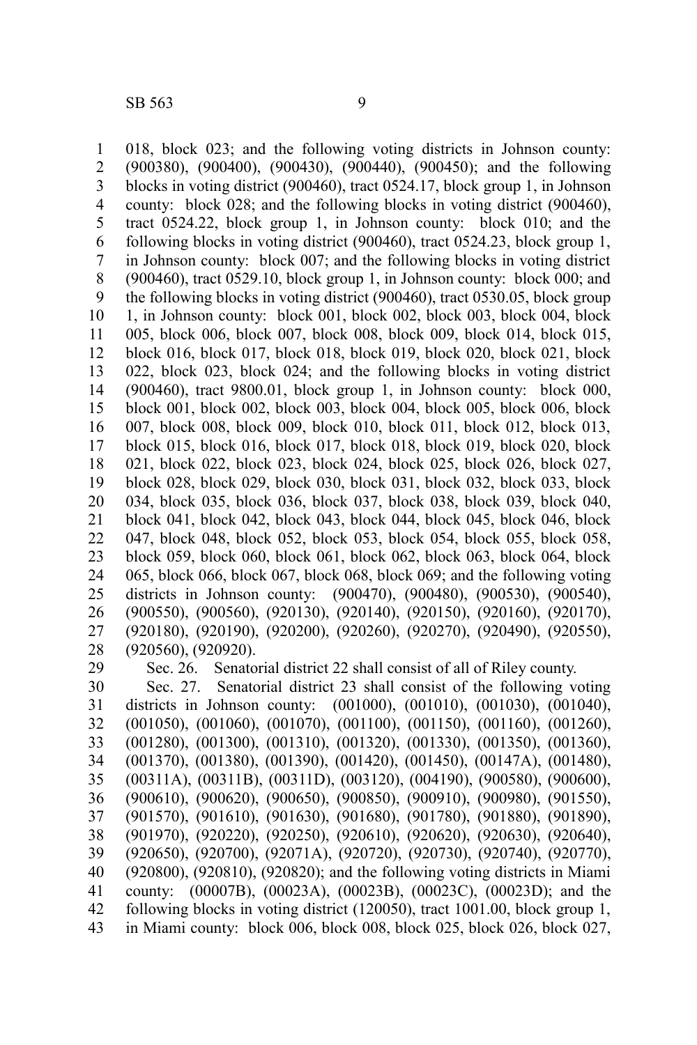018, block 023; and the following voting districts in Johnson county: (900380), (900400), (900430), (900440), (900450); and the following blocks in voting district (900460), tract 0524.17, block group 1, in Johnson county: block 028; and the following blocks in voting district (900460), tract 0524.22, block group 1, in Johnson county: block 010; and the following blocks in voting district (900460), tract 0524.23, block group 1, in Johnson county: block 007; and the following blocks in voting district (900460), tract 0529.10, block group 1, in Johnson county: block 000; and the following blocks in voting district (900460), tract 0530.05, block group 1, in Johnson county: block 001, block 002, block 003, block 004, block 005, block 006, block 007, block 008, block 009, block 014, block 015, block 016, block 017, block 018, block 019, block 020, block 021, block 022, block 023, block 024; and the following blocks in voting district (900460), tract 9800.01, block group 1, in Johnson county: block 000, block 001, block 002, block 003, block 004, block 005, block 006, block 007, block 008, block 009, block 010, block 011, block 012, block 013, block 015, block 016, block 017, block 018, block 019, block 020, block 021, block 022, block 023, block 024, block 025, block 026, block 027, block 028, block 029, block 030, block 031, block 032, block 033, block 034, block 035, block 036, block 037, block 038, block 039, block 040, block 041, block 042, block 043, block 044, block 045, block 046, block 047, block 048, block 052, block 053, block 054, block 055, block 058, block 059, block 060, block 061, block 062, block 063, block 064, block 065, block 066, block 067, block 068, block 069; and the following voting districts in Johnson county: (900470), (900480), (900530), (900540), (900550), (900560), (920130), (920140), (920150), (920160), (920170), (920180), (920190), (920200), (920260), (920270), (920490), (920550), (920560), (920920).

Sec. 26. Senatorial district 22 shall consist of all of Riley county.

Sec. 27. Senatorial district 23 shall consist of the following voting districts in Johnson county: (001000), (001010), (001030), (001040), (001050), (001060), (001070), (001100), (001150), (001160), (001260), (001280), (001300), (001310), (001320), (001330), (001350), (001360), (001370), (001380), (001390), (001420), (001450), (00147A), (001480), (00311A), (00311B), (00311D), (003120), (004190), (900580), (900600), (900610), (900620), (900650), (900850), (900910), (900980), (901550), (901570), (901610), (901630), (901680), (901780), (901880), (901890), (901970), (920220), (920250), (920610), (920620), (920630), (920640), (920650), (920700), (92071A), (920720), (920730), (920740), (920770), (920800), (920810), (920820); and the following voting districts in Miami county: (00007B), (00023A), (00023B), (00023C), (00023D); and the following blocks in voting district (120050), tract 1001.00, block group 1, in Miami county: block 006, block 008, block 025, block 026, block 027,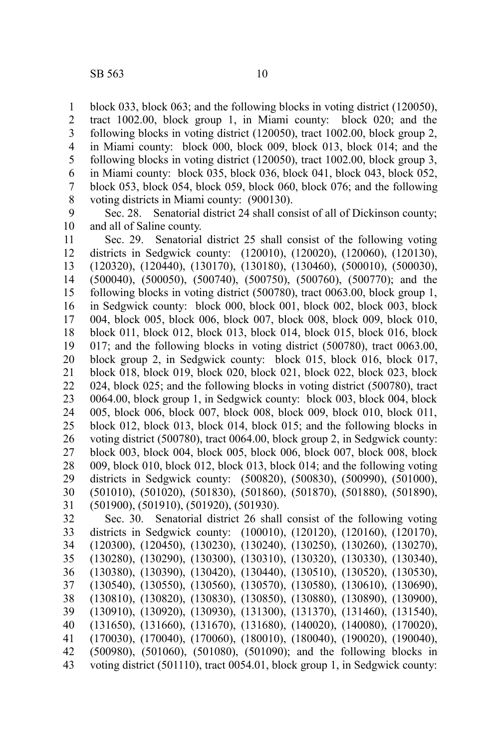block 033, block 063; and the following blocks in voting district (120050), tract 1002.00, block group 1, in Miami county: block 020; and the following blocks in voting district (120050), tract 1002.00, block group 2, in Miami county: block 000, block 009, block 013, block 014; and the following blocks in voting district (120050), tract 1002.00, block group 3, in Miami county: block 035, block 036, block 041, block 043, block 052, block 053, block 054, block 059, block 060, block 076; and the following voting districts in Miami county: (900130).

Sec. 28. Senatorial district 24 shall consist of all of Dickinson county; and all of Saline county.

Sec. 29. Senatorial district 25 shall consist of the following voting districts in Sedgwick county: (120010), (120020), (120060), (120130), (120320), (120440), (130170), (130180), (130460), (500010), (500030), (500040), (500050), (500740), (500750), (500760), (500770); and the following blocks in voting district (500780), tract 0063.00, block group 1, in Sedgwick county: block 000, block 001, block 002, block 003, block 004, block 005, block 006, block 007, block 008, block 009, block 010, block 011, block 012, block 013, block 014, block 015, block 016, block 017; and the following blocks in voting district (500780), tract 0063.00, block group 2, in Sedgwick county: block 015, block 016, block 017, block 018, block 019, block 020, block 021, block 022, block 023, block 024, block 025; and the following blocks in voting district (500780), tract 0064.00, block group 1, in Sedgwick county: block 003, block 004, block 005, block 006, block 007, block 008, block 009, block 010, block 011, block 012, block 013, block 014, block 015; and the following blocks in voting district (500780), tract 0064.00, block group 2, in Sedgwick county: block 003, block 004, block 005, block 006, block 007, block 008, block 009, block 010, block 012, block 013, block 014; and the following voting districts in Sedgwick county: (500820), (500830), (500990), (501000), (501010), (501020), (501830), (501860), (501870), (501880), (501890), (501900), (501910), (501920), (501930).

Sec. 30. Senatorial district 26 shall consist of the following voting districts in Sedgwick county: (100010), (120120), (120160), (120170), (120300), (120450), (130230), (130240), (130250), (130260), (130270), (130280), (130290), (130300), (130310), (130320), (130330), (130340), (130380), (130390), (130420), (130440), (130510), (130520), (130530), (130540), (130550), (130560), (130570), (130580), (130610), (130690), (130810), (130820), (130830), (130850), (130880), (130890), (130900), (130910), (130920), (130930), (131300), (131370), (131460), (131540), (131650), (131660), (131670), (131680), (140020), (140080), (170020), (170030), (170040), (170060), (180010), (180040), (190020), (190040), (500980), (501060), (501080), (501090); and the following blocks in voting district (501110), tract 0054.01, block group 1, in Sedgwick county: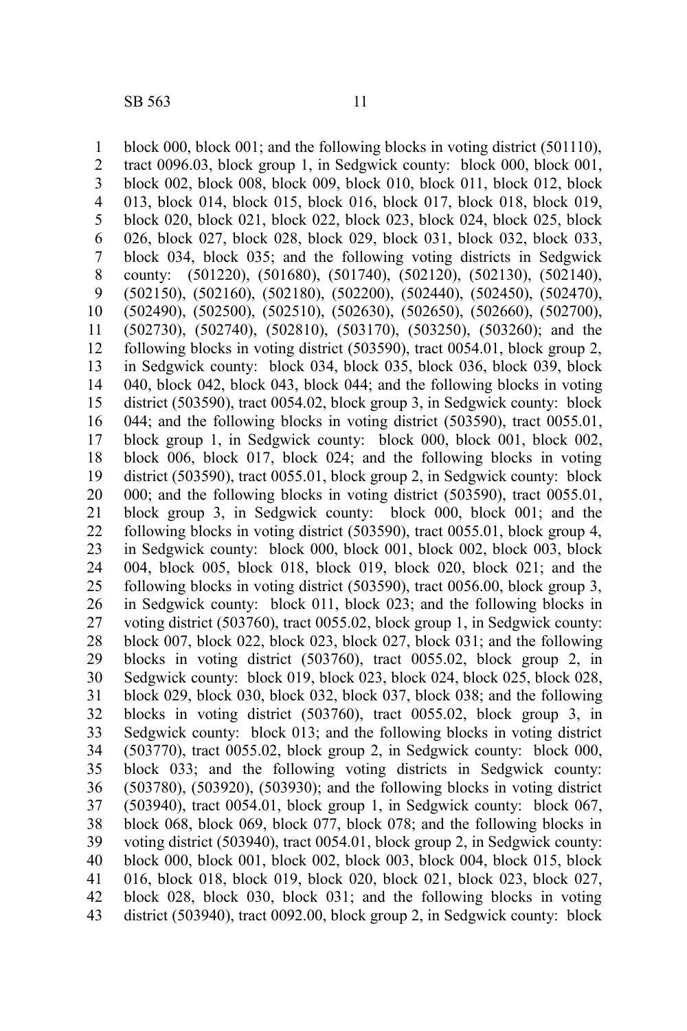block 000, block 001; and the following blocks in voting district (501110), tract 0096.03, block group 1, in Sedgwick county: block 000, block 001, block 002, block 008, block 009, block 010, block 011, block 012, block 013, block 014, block 015, block 016, block 017, block 018, block 019, block 020, block 021, block 022, block 023, block 024, block 025, block 026, block 027, block 028, block 029, block 031, block 032, block 033, block 034, block 035; and the following voting districts in Sedgwick county: (501220), (501680), (501740), (502120), (502130), (502140), (502150), (502160), (502180), (502200), (502440), (502450), (502470), (502490), (502500), (502510), (502630), (502650), (502660), (502700), (502730), (502740), (502810), (503170), (503250), (503260); and the following blocks in voting district (503590), tract 0054.01, block group 2, in Sedgwick county: block 034, block 035, block 036, block 039, block 040, block 042, block 043, block 044; and the following blocks in voting district (503590), tract 0054.02, block group 3, in Sedgwick county: block 044; and the following blocks in voting district (503590), tract 0055.01, block group 1, in Sedgwick county: block 000, block 001, block 002, block 006, block 017, block 024; and the following blocks in voting district (503590), tract 0055.01, block group 2, in Sedgwick county: block 000; and the following blocks in voting district (503590), tract 0055.01, block group 3, in Sedgwick county: block 000, block 001; and the following blocks in voting district (503590), tract 0055.01, block group 4, in Sedgwick county: block 000, block 001, block 002, block 003, block 004, block 005, block 018, block 019, block 020, block 021; and the following blocks in voting district (503590), tract 0056.00, block group 3, in Sedgwick county: block 011, block 023; and the following blocks in voting district (503760), tract 0055.02, block group 1, in Sedgwick county: block 007, block 022, block 023, block 027, block 031; and the following blocks in voting district (503760), tract 0055.02, block group 2, in Sedgwick county: block 019, block 023, block 024, block 025, block 028, block 029, block 030, block 032, block 037, block 038; and the following blocks in voting district (503760), tract 0055.02, block group 3, in Sedgwick county: block 013; and the following blocks in voting district (503770), tract 0055.02, block group 2, in Sedgwick county: block 000, block 033; and the following voting districts in Sedgwick county: (503780), (503920), (503930); and the following blocks in voting district (503940), tract 0054.01, block group 1, in Sedgwick county: block 067, block 068, block 069, block 077, block 078; and the following blocks in voting district (503940), tract 0054.01, block group 2, in Sedgwick county: block 000, block 001, block 002, block 003, block 004, block 015, block 016, block 018, block 019, block 020, block 021, block 023, block 027, block 028, block 030, block 031; and the following blocks in voting district (503940), tract 0092.00, block group 2, in Sedgwick county: block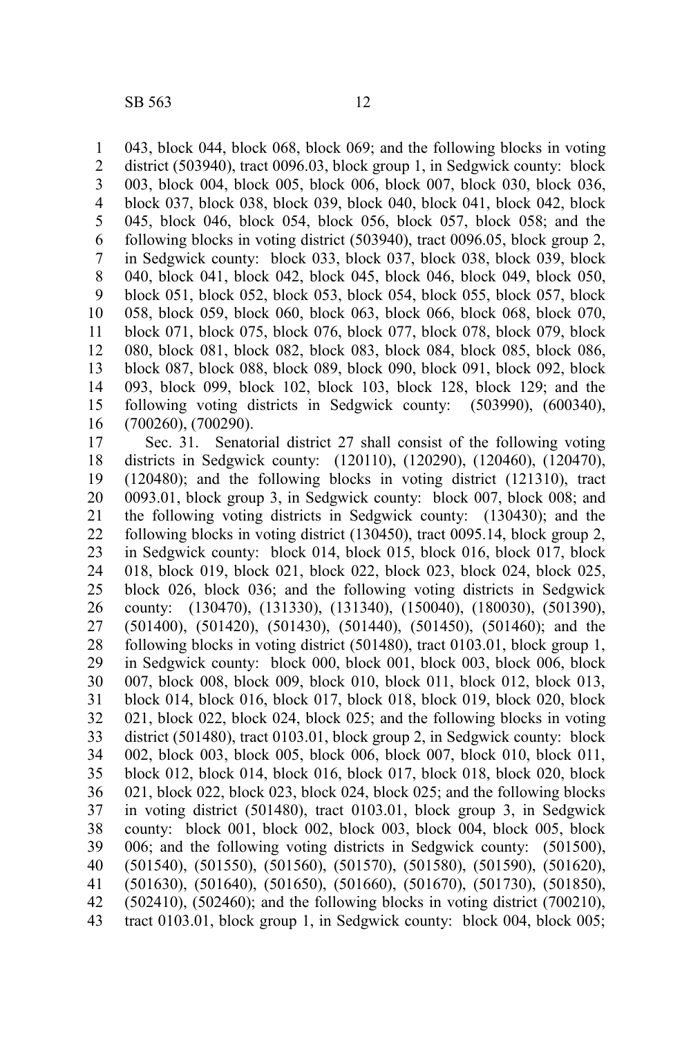043, block 044, block 068, block 069; and the following blocks in voting district (503940), tract 0096.03, block group 1, in Sedgwick county: block 003, block 004, block 005, block 006, block 007, block 030, block 036, block 037, block 038, block 039, block 040, block 041, block 042, block 045, block 046, block 054, block 056, block 057, block 058; and the following blocks in voting district (503940), tract 0096.05, block group 2, in Sedgwick county: block 033, block 037, block 038, block 039, block 040, block 041, block 042, block 045, block 046, block 049, block 050, block 051, block 052, block 053, block 054, block 055, block 057, block 058, block 059, block 060, block 063, block 066, block 068, block 070, block 071, block 075, block 076, block 077, block 078, block 079, block 080, block 081, block 082, block 083, block 084, block 085, block 086, block 087, block 088, block 089, block 090, block 091, block 092, block 093, block 099, block 102, block 103, block 128, block 129; and the following voting districts in Sedgwick county: (503990), (600340), (700260), (700290).

Sec. 31. Senatorial district 27 shall consist of the following voting districts in Sedgwick county: (120110), (120290), (120460), (120470), (120480); and the following blocks in voting district (121310), tract 0093.01, block group 3, in Sedgwick county: block 007, block 008; and the following voting districts in Sedgwick county: (130430); and the following blocks in voting district (130450), tract 0095.14, block group 2, in Sedgwick county: block 014, block 015, block 016, block 017, block 018, block 019, block 021, block 022, block 023, block 024, block 025, block 026, block 036; and the following voting districts in Sedgwick county: (130470), (131330), (131340), (150040), (180030), (501390), (501400), (501420), (501430), (501440), (501450), (501460); and the following blocks in voting district (501480), tract 0103.01, block group 1, in Sedgwick county: block 000, block 001, block 003, block 006, block 007, block 008, block 009, block 010, block 011, block 012, block 013, block 014, block 016, block 017, block 018, block 019, block 020, block 021, block 022, block 024, block 025; and the following blocks in voting district (501480), tract 0103.01, block group 2, in Sedgwick county: block 002, block 003, block 005, block 006, block 007, block 010, block 011, block 012, block 014, block 016, block 017, block 018, block 020, block 021, block 022, block 023, block 024, block 025; and the following blocks in voting district (501480), tract 0103.01, block group 3, in Sedgwick county: block 001, block 002, block 003, block 004, block 005, block 006; and the following voting districts in Sedgwick county: (501500), (501540), (501550), (501560), (501570), (501580), (501590), (501620), (501630), (501640), (501650), (501660), (501670), (501730), (501850), (502410), (502460); and the following blocks in voting district (700210), tract 0103.01, block group 1, in Sedgwick county: block 004, block 005;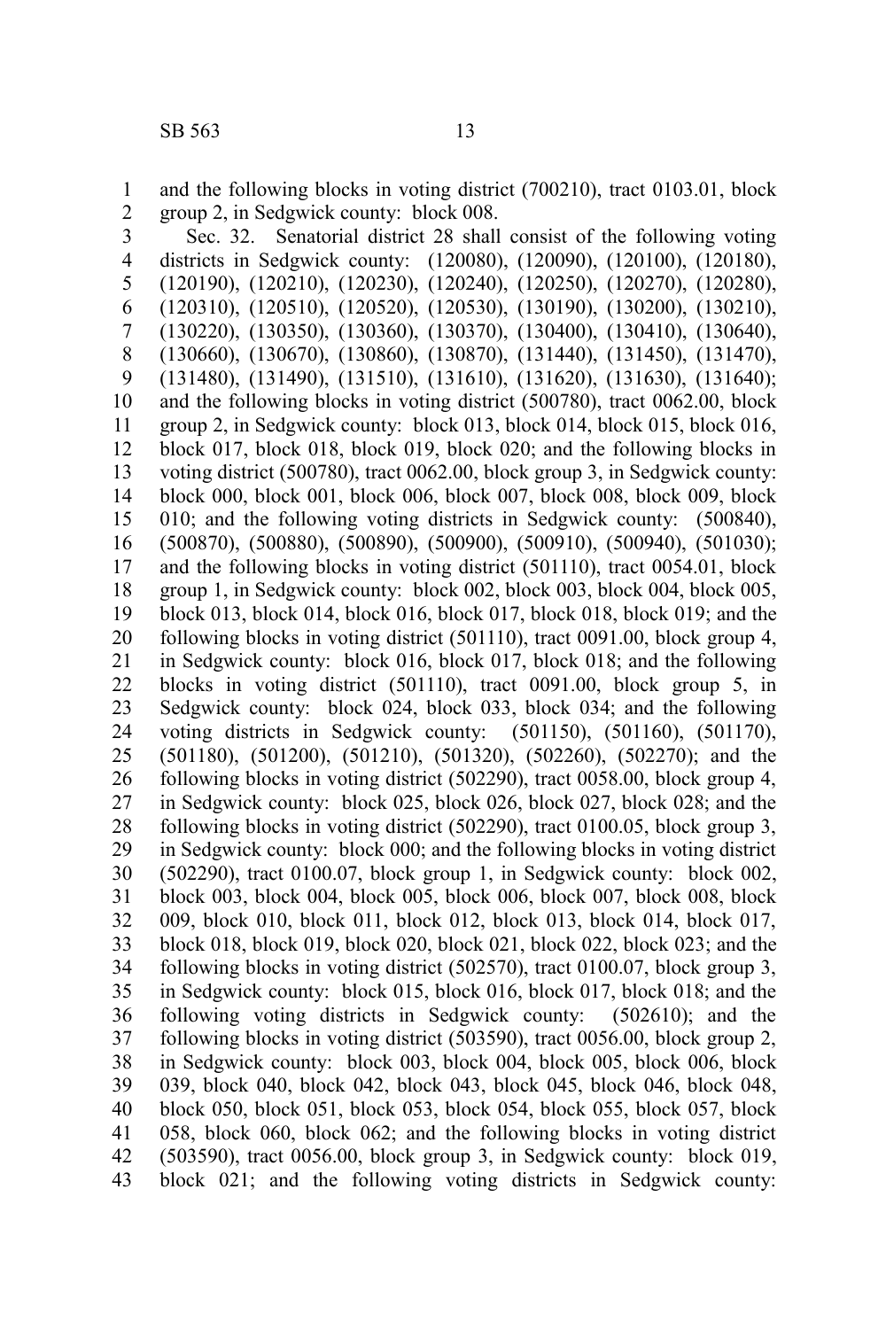and the following blocks in voting district (700210), tract 0103.01, block group 2, in Sedgwick county: block 008.

Sec. 32. Senatorial district 28 shall consist of the following voting districts in Sedgwick county: (120080), (120090), (120100), (120180), (120190), (120210), (120230), (120240), (120250), (120270), (120280), (120310), (120510), (120520), (120530), (130190), (130200), (130210), (130220), (130350), (130360), (130370), (130400), (130410), (130640), (130660), (130670), (130860), (130870), (131440), (131450), (131470), (131480), (131490), (131510), (131610), (131620), (131630), (131640); and the following blocks in voting district (500780), tract 0062.00, block group 2, in Sedgwick county: block 013, block 014, block 015, block 016, block 017, block 018, block 019, block 020; and the following blocks in voting district (500780), tract 0062.00, block group 3, in Sedgwick county: block 000, block 001, block 006, block 007, block 008, block 009, block 010; and the following voting districts in Sedgwick county: (500840), (500870), (500880), (500890), (500900), (500910), (500940), (501030); and the following blocks in voting district (501110), tract 0054.01, block group 1, in Sedgwick county: block 002, block 003, block 004, block 005, block 013, block 014, block 016, block 017, block 018, block 019; and the following blocks in voting district (501110), tract 0091.00, block group 4, in Sedgwick county: block 016, block 017, block 018; and the following blocks in voting district (501110), tract 0091.00, block group 5, in Sedgwick county: block 024, block 033, block 034; and the following voting districts in Sedgwick county: (501150), (501160), (501170), (501180), (501200), (501210), (501320), (502260), (502270); and the following blocks in voting district (502290), tract 0058.00, block group 4, in Sedgwick county: block 025, block 026, block 027, block 028; and the following blocks in voting district (502290), tract 0100.05, block group 3, in Sedgwick county: block 000; and the following blocks in voting district (502290), tract 0100.07, block group 1, in Sedgwick county: block 002, block 003, block 004, block 005, block 006, block 007, block 008, block 009, block 010, block 011, block 012, block 013, block 014, block 017, block 018, block 019, block 020, block 021, block 022, block 023; and the following blocks in voting district (502570), tract 0100.07, block group 3, in Sedgwick county: block 015, block 016, block 017, block 018; and the following voting districts in Sedgwick county: (502610); and the following blocks in voting district (503590), tract 0056.00, block group 2, in Sedgwick county: block 003, block 004, block 005, block 006, block 039, block 040, block 042, block 043, block 045, block 046, block 048, block 050, block 051, block 053, block 054, block 055, block 057, block 058, block 060, block 062; and the following blocks in voting district (503590), tract 0056.00, block group 3, in Sedgwick county: block 019, block 021; and the following voting districts in Sedgwick county: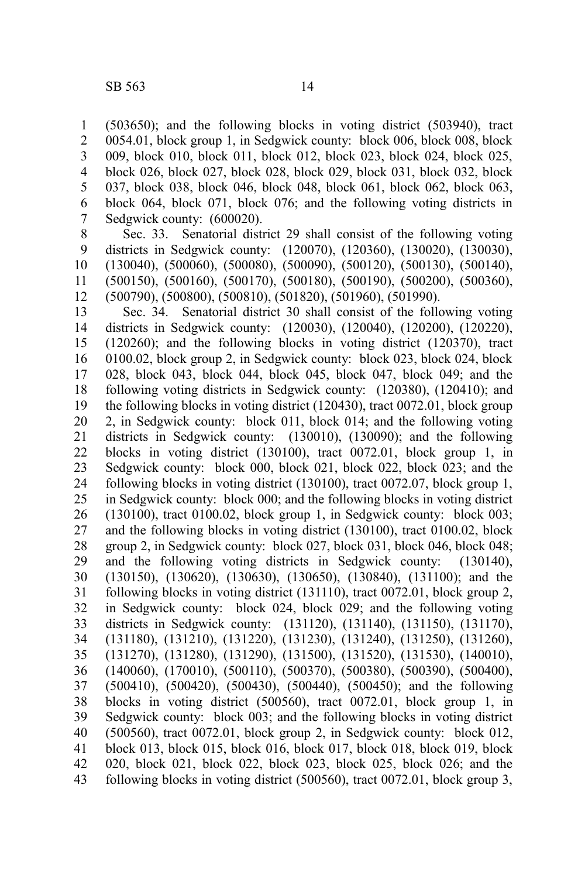(503650); and the following blocks in voting district (503940), tract 0054.01, block group 1, in Sedgwick county: block 006, block 008, block 009, block 010, block 011, block 012, block 023, block 024, block 025, block 026, block 027, block 028, block 029, block 031, block 032, block 037, block 038, block 046, block 048, block 061, block 062, block 063, block 064, block 071, block 076; and the following voting districts in Sedgwick county: (600020).

Sec. 33. Senatorial district 29 shall consist of the following voting districts in Sedgwick county: (120070), (120360), (130020), (130030), (130040), (500060), (500080), (500090), (500120), (500130), (500140), (500150), (500160), (500170), (500180), (500190), (500200), (500360), (500790), (500800), (500810), (501820), (501960), (501990).

Sec. 34. Senatorial district 30 shall consist of the following voting districts in Sedgwick county: (120030), (120040), (120200), (120220), (120260); and the following blocks in voting district (120370), tract 0100.02, block group 2, in Sedgwick county: block 023, block 024, block 028, block 043, block 044, block 045, block 047, block 049; and the following voting districts in Sedgwick county: (120380), (120410); and the following blocks in voting district (120430), tract 0072.01, block group 2, in Sedgwick county: block 011, block 014; and the following voting districts in Sedgwick county: (130010), (130090); and the following blocks in voting district (130100), tract 0072.01, block group 1, in Sedgwick county: block 000, block 021, block 022, block 023; and the following blocks in voting district (130100), tract 0072.07, block group 1, in Sedgwick county: block 000; and the following blocks in voting district (130100), tract 0100.02, block group 1, in Sedgwick county: block 003; and the following blocks in voting district (130100), tract 0100.02, block group 2, in Sedgwick county: block 027, block 031, block 046, block 048; and the following voting districts in Sedgwick county: (130140), (130150), (130620), (130630), (130650), (130840), (131100); and the following blocks in voting district (131110), tract 0072.01, block group 2, in Sedgwick county: block 024, block 029; and the following voting districts in Sedgwick county: (131120), (131140), (131150), (131170), (131180), (131210), (131220), (131230), (131240), (131250), (131260), (131270), (131280), (131290), (131500), (131520), (131530), (140010), (140060), (170010), (500110), (500370), (500380), (500390), (500400), (500410), (500420), (500430), (500440), (500450); and the following blocks in voting district (500560), tract 0072.01, block group 1, in Sedgwick county: block 003; and the following blocks in voting district (500560), tract 0072.01, block group 2, in Sedgwick county: block 012, block 013, block 015, block 016, block 017, block 018, block 019, block 020, block 021, block 022, block 023, block 025, block 026; and the following blocks in voting district (500560), tract 0072.01, block group 3,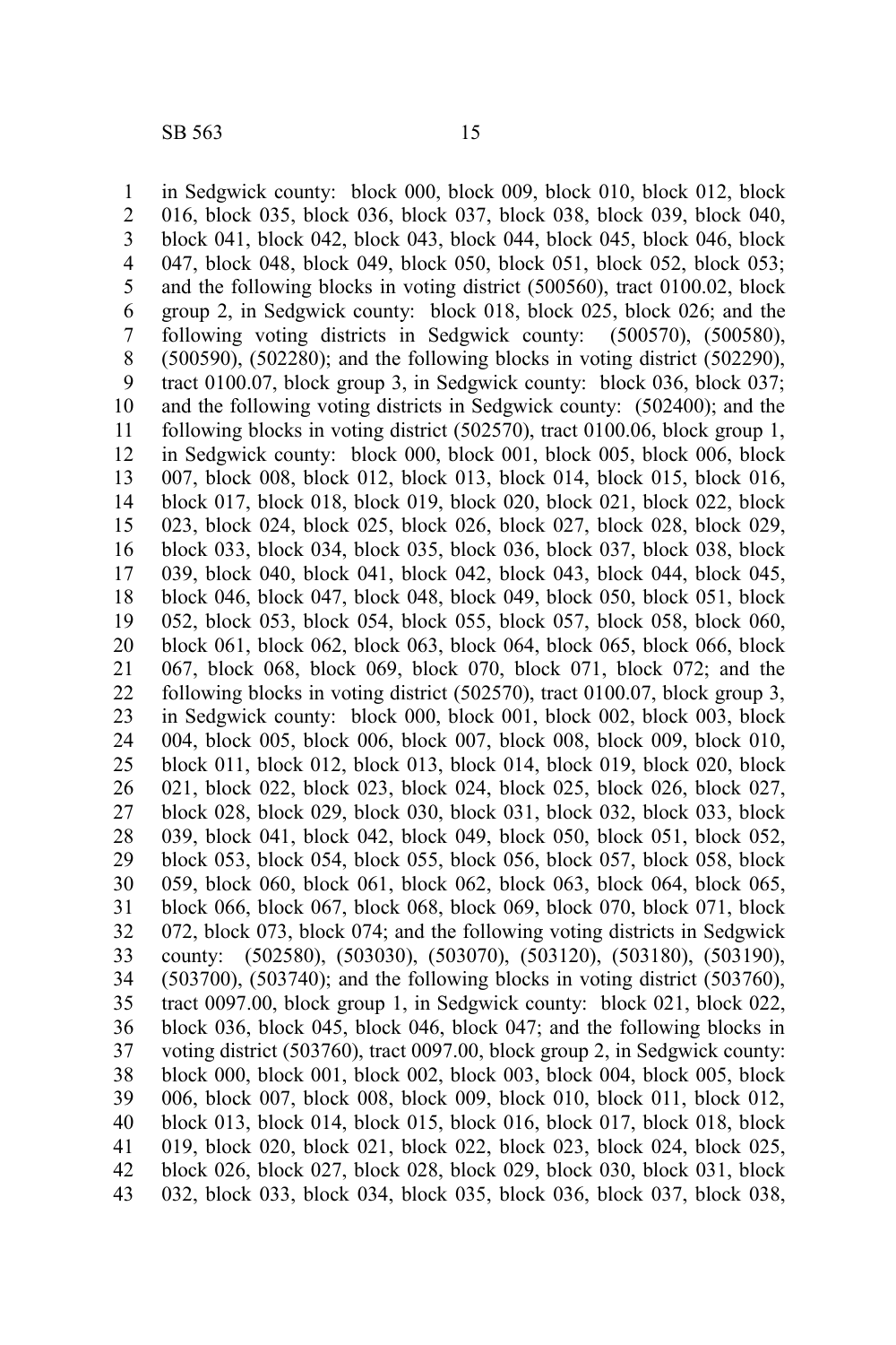in Sedgwick county: block 000, block 009, block 010, block 012, block 016, block 035, block 036, block 037, block 038, block 039, block 040, block 041, block 042, block 043, block 044, block 045, block 046, block 047, block 048, block 049, block 050, block 051, block 052, block 053; and the following blocks in voting district (500560), tract 0100.02, block group 2, in Sedgwick county: block 018, block 025, block 026; and the following voting districts in Sedgwick county: (500570), (500580), (500590), (502280); and the following blocks in voting district (502290), tract 0100.07, block group 3, in Sedgwick county: block 036, block 037; and the following voting districts in Sedgwick county: (502400); and the following blocks in voting district (502570), tract 0100.06, block group 1, in Sedgwick county: block 000, block 001, block 005, block 006, block 007, block 008, block 012, block 013, block 014, block 015, block 016, block 017, block 018, block 019, block 020, block 021, block 022, block 023, block 024, block 025, block 026, block 027, block 028, block 029, block 033, block 034, block 035, block 036, block 037, block 038, block 039, block 040, block 041, block 042, block 043, block 044, block 045, block 046, block 047, block 048, block 049, block 050, block 051, block 052, block 053, block 054, block 055, block 057, block 058, block 060, block 061, block 062, block 063, block 064, block 065, block 066, block 067, block 068, block 069, block 070, block 071, block 072; and the following blocks in voting district (502570), tract 0100.07, block group 3, in Sedgwick county: block 000, block 001, block 002, block 003, block 004, block 005, block 006, block 007, block 008, block 009, block 010, block 011, block 012, block 013, block 014, block 019, block 020, block 021, block 022, block 023, block 024, block 025, block 026, block 027, block 028, block 029, block 030, block 031, block 032, block 033, block 039, block 041, block 042, block 049, block 050, block 051, block 052, block 053, block 054, block 055, block 056, block 057, block 058, block 059, block 060, block 061, block 062, block 063, block 064, block 065, block 066, block 067, block 068, block 069, block 070, block 071, block 072, block 073, block 074; and the following voting districts in Sedgwick county: (502580), (503030), (503070), (503120), (503180), (503190), (503700), (503740); and the following blocks in voting district (503760), tract 0097.00, block group 1, in Sedgwick county: block 021, block 022, block 036, block 045, block 046, block 047; and the following blocks in voting district (503760), tract 0097.00, block group 2, in Sedgwick county: block 000, block 001, block 002, block 003, block 004, block 005, block 006, block 007, block 008, block 009, block 010, block 011, block 012, block 013, block 014, block 015, block 016, block 017, block 018, block 019, block 020, block 021, block 022, block 023, block 024, block 025, block 026, block 027, block 028, block 029, block 030, block 031, block 032, block 033, block 034, block 035, block 036, block 037, block 038,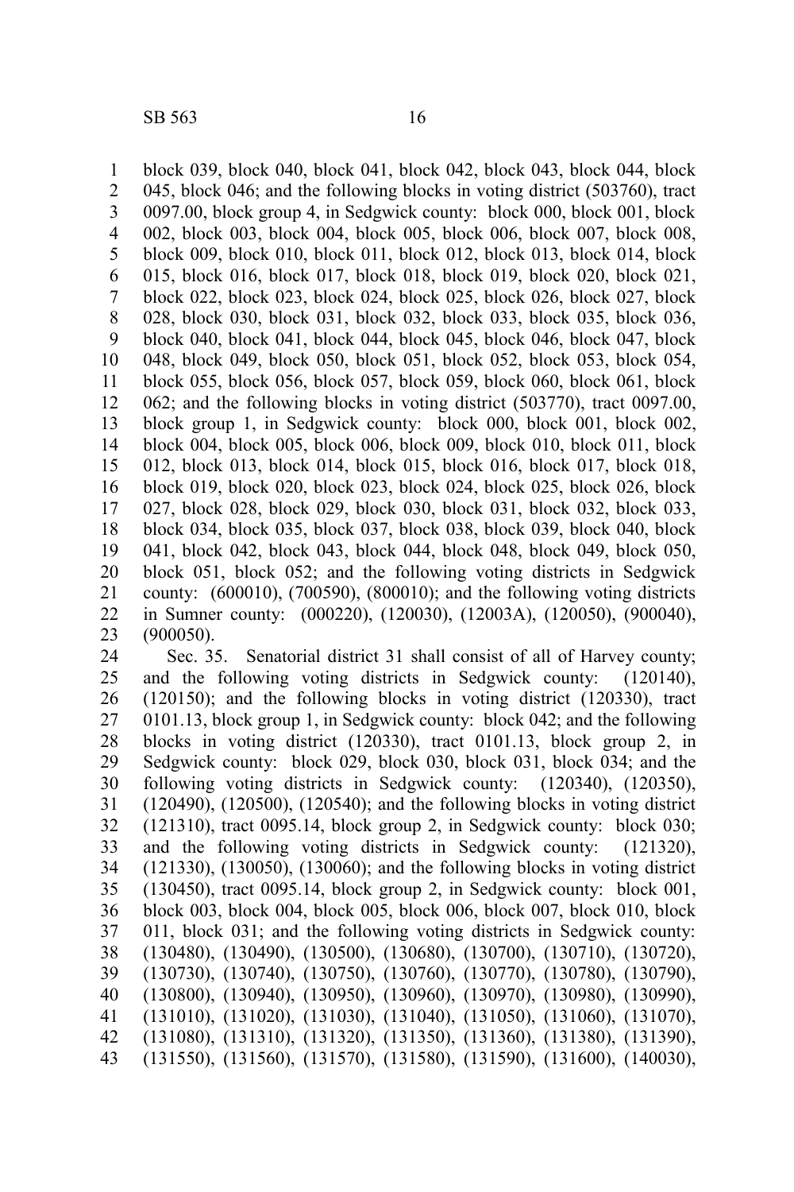block 039, block 040, block 041, block 042, block 043, block 044, block 045, block 046; and the following blocks in voting district (503760), tract 0097.00, block group 4, in Sedgwick county: block 000, block 001, block 002, block 003, block 004, block 005, block 006, block 007, block 008, block 009, block 010, block 011, block 012, block 013, block 014, block 015, block 016, block 017, block 018, block 019, block 020, block 021, block 022, block 023, block 024, block 025, block 026, block 027, block 028, block 030, block 031, block 032, block 033, block 035, block 036, block 040, block 041, block 044, block 045, block 046, block 047, block 048, block 049, block 050, block 051, block 052, block 053, block 054, block 055, block 056, block 057, block 059, block 060, block 061, block 062; and the following blocks in voting district (503770), tract 0097.00, block group 1, in Sedgwick county: block 000, block 001, block 002, block 004, block 005, block 006, block 009, block 010, block 011, block 012, block 013, block 014, block 015, block 016, block 017, block 018, block 019, block 020, block 023, block 024, block 025, block 026, block 027, block 028, block 029, block 030, block 031, block 032, block 033, block 034, block 035, block 037, block 038, block 039, block 040, block 041, block 042, block 043, block 044, block 048, block 049, block 050, block 051, block 052; and the following voting districts in Sedgwick county: (600010), (700590), (800010); and the following voting districts in Sumner county: (000220), (120030), (12003A), (120050), (900040), (900050).

Sec. 35. Senatorial district 31 shall consist of all of Harvey county; and the following voting districts in Sedgwick county: (120140), (120150); and the following blocks in voting district (120330), tract 0101.13, block group 1, in Sedgwick county: block 042; and the following blocks in voting district (120330), tract 0101.13, block group 2, in Sedgwick county: block 029, block 030, block 031, block 034; and the following voting districts in Sedgwick county: (120340), (120350), (120490), (120500), (120540); and the following blocks in voting district (121310), tract 0095.14, block group 2, in Sedgwick county: block 030; and the following voting districts in Sedgwick county: (121320), (121330), (130050), (130060); and the following blocks in voting district (130450), tract 0095.14, block group 2, in Sedgwick county: block 001, block 003, block 004, block 005, block 006, block 007, block 010, block 011, block 031; and the following voting districts in Sedgwick county: (130480), (130490), (130500), (130680), (130700), (130710), (130720), (130730), (130740), (130750), (130760), (130770), (130780), (130790), (130800), (130940), (130950), (130960), (130970), (130980), (130990), (131010), (131020), (131030), (131040), (131050), (131060), (131070), (131080), (131310), (131320), (131350), (131360), (131380), (131390), (131550), (131560), (131570), (131580), (131590), (131600), (140030),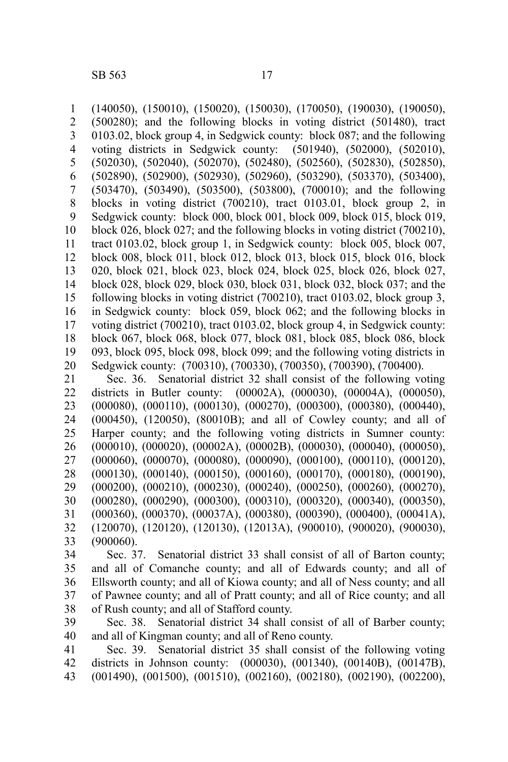(140050), (150010), (150020), (150030), (170050), (190030), (190050), (500280); and the following blocks in voting district (501480), tract 0103.02, block group 4, in Sedgwick county: block 087; and the following voting districts in Sedgwick county: (501940), (502000), (502010), (502030), (502040), (502070), (502480), (502560), (502830), (502850), (502890), (502900), (502930), (502960), (503290), (503370), (503400), (503470), (503490), (503500), (503800), (700010); and the following blocks in voting district (700210), tract 0103.01, block group 2, in Sedgwick county: block 000, block 001, block 009, block 015, block 019, block 026, block 027; and the following blocks in voting district (700210), tract 0103.02, block group 1, in Sedgwick county: block 005, block 007, block 008, block 011, block 012, block 013, block 015, block 016, block 020, block 021, block 023, block 024, block 025, block 026, block 027, block 028, block 029, block 030, block 031, block 032, block 037; and the following blocks in voting district (700210), tract 0103.02, block group 3, in Sedgwick county: block 059, block 062; and the following blocks in voting district (700210), tract 0103.02, block group 4, in Sedgwick county: block 067, block 068, block 077, block 081, block 085, block 086, block 093, block 095, block 098, block 099; and the following voting districts in Sedgwick county: (700310), (700330), (700350), (700390), (700400).

Sec. 36. Senatorial district 32 shall consist of the following voting districts in Butler county: (00002A), (000030), (00004A), (000050), (000080), (000110), (000130), (000270), (000300), (000380), (000440), (000450), (120050), (80010B); and all of Cowley county; and all of Harper county; and the following voting districts in Sumner county: (000010), (000020), (00002A), (00002B), (000030), (000040), (000050), (000060), (000070), (000080), (000090), (000100), (000110), (000120), (000130), (000140), (000150), (000160), (000170), (000180), (000190), (000200), (000210), (000230), (000240), (000250), (000260), (000270), (000280), (000290), (000300), (000310), (000320), (000340), (000350), (000360), (000370), (00037A), (000380), (000390), (000400), (00041A), (120070), (120120), (120130), (12013A), (900010), (900020), (900030), (900060).

Sec. 37. Senatorial district 33 shall consist of all of Barton county; and all of Comanche county; and all of Edwards county; and all of Ellsworth county; and all of Kiowa county; and all of Ness county; and all of Pawnee county; and all of Pratt county; and all of Rice county; and all of Rush county; and all of Stafford county.

Sec. 38. Senatorial district 34 shall consist of all of Barber county; and all of Kingman county; and all of Reno county.

Sec. 39. Senatorial district 35 shall consist of the following voting districts in Johnson county: (000030), (001340), (00140B), (00147B), (001490), (001500), (001510), (002160), (002180), (002190), (002200),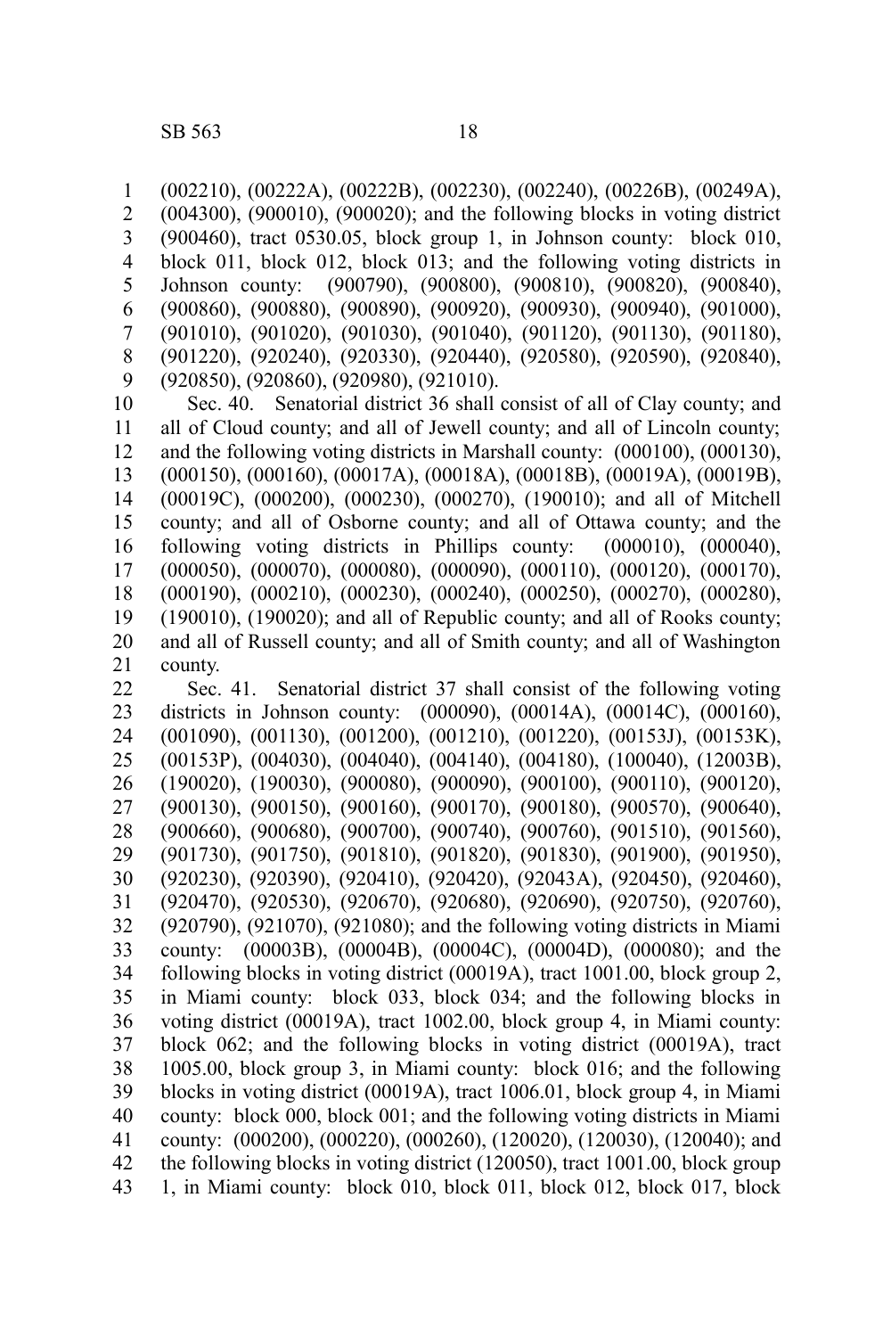(002210), (00222A), (00222B), (002230), (002240), (00226B), (00249A), (004300), (900010), (900020); and the following blocks in voting district (900460), tract 0530.05, block group 1, in Johnson county: block 010, block 011, block 012, block 013; and the following voting districts in Johnson county: (900790), (900800), (900810), (900820), (900840), (900860), (900880), (900890), (900920), (900930), (900940), (901000), (901010), (901020), (901030), (901040), (901120), (901130), (901180), (901220), (920240), (920330), (920440), (920580), (920590), (920840), (920850), (920860), (920980), (921010).

Sec. 40. Senatorial district 36 shall consist of all of Clay county; and all of Cloud county; and all of Jewell county; and all of Lincoln county; and the following voting districts in Marshall county: (000100), (000130), (000150), (000160), (00017A), (00018A), (00018B), (00019A), (00019B), (00019C), (000200), (000230), (000270), (190010); and all of Mitchell county; and all of Osborne county; and all of Ottawa county; and the following voting districts in Phillips county: (000010), (000040), (000050), (000070), (000080), (000090), (000110), (000120), (000170), (000190), (000210), (000230), (000240), (000250), (000270), (000280), (190010), (190020); and all of Republic county; and all of Rooks county; and all of Russell county; and all of Smith county; and all of Washington county.

Sec. 41. Senatorial district 37 shall consist of the following voting districts in Johnson county: (000090), (00014A), (00014C), (000160), (001090), (001130), (001200), (001210), (001220), (00153J), (00153K), (00153P), (004030), (004040), (004140), (004180), (100040), (12003B), (190020), (190030), (900080), (900090), (900100), (900110), (900120), (900130), (900150), (900160), (900170), (900180), (900570), (900640), (900660), (900680), (900700), (900740), (900760), (901510), (901560), (901730), (901750), (901810), (901820), (901830), (901900), (901950), (920230), (920390), (920410), (920420), (92043A), (920450), (920460), (920470), (920530), (920670), (920680), (920690), (920750), (920760), (920790), (921070), (921080); and the following voting districts in Miami county: (00003B), (00004B), (00004C), (00004D), (000080); and the following blocks in voting district (00019A), tract 1001.00, block group 2, in Miami county: block 033, block 034; and the following blocks in voting district (00019A), tract 1002.00, block group 4, in Miami county: block 062; and the following blocks in voting district (00019A), tract 1005.00, block group 3, in Miami county: block 016; and the following blocks in voting district (00019A), tract 1006.01, block group 4, in Miami county: block 000, block 001; and the following voting districts in Miami county: (000200), (000220), (000260), (120020), (120030), (120040); and the following blocks in voting district (120050), tract 1001.00, block group 1, in Miami county: block 010, block 011, block 012, block 017, block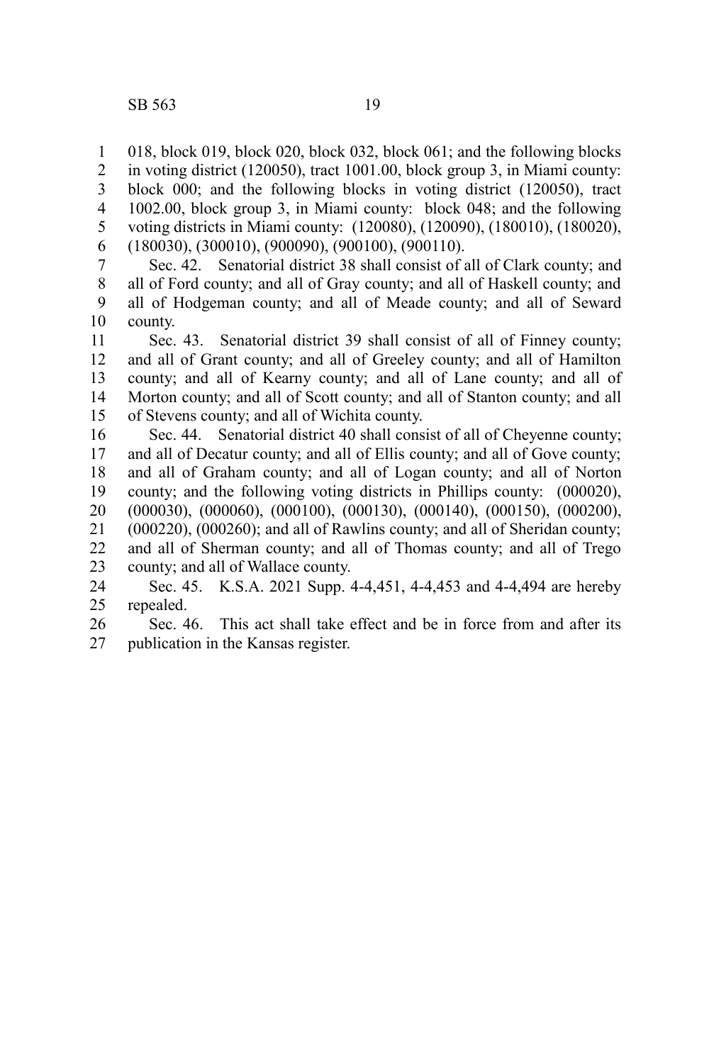018, block 019, block 020, block 032, block 061; and the following blocks in voting district (120050), tract 1001.00, block group 3, in Miami county: block 000; and the following blocks in voting district (120050), tract 1002.00, block group 3, in Miami county: block 048; and the following voting districts in Miami county: (120080), (120090), (180010), (180020), (180030), (300010), (900090), (900100), (900110).

Sec. 42. Senatorial district 38 shall consist of all of Clark county; and all of Ford county; and all of Gray county; and all of Haskell county; and all of Hodgeman county; and all of Meade county; and all of Seward county.

Sec. 43. Senatorial district 39 shall consist of all of Finney county; and all of Grant county; and all of Greeley county; and all of Hamilton county; and all of Kearny county; and all of Lane county; and all of Morton county; and all of Scott county; and all of Stanton county; and all of Stevens county; and all of Wichita county.

Sec. 44. Senatorial district 40 shall consist of all of Cheyenne county; and all of Decatur county; and all of Ellis county; and all of Gove county; and all of Graham county; and all of Logan county; and all of Norton county; and the following voting districts in Phillips county: (000020), (000030), (000060), (000100), (000130), (000140), (000150), (000200), (000220), (000260); and all of Rawlins county; and all of Sheridan county; and all of Sherman county; and all of Thomas county; and all of Trego county; and all of Wallace county.

Sec. 45. K.S.A. 2021 Supp. 4-4,451, 4-4,453 and 4-4,494 are hereby repealed.

Sec. 46. This act shall take effect and be in force from and after its publication in the Kansas register.